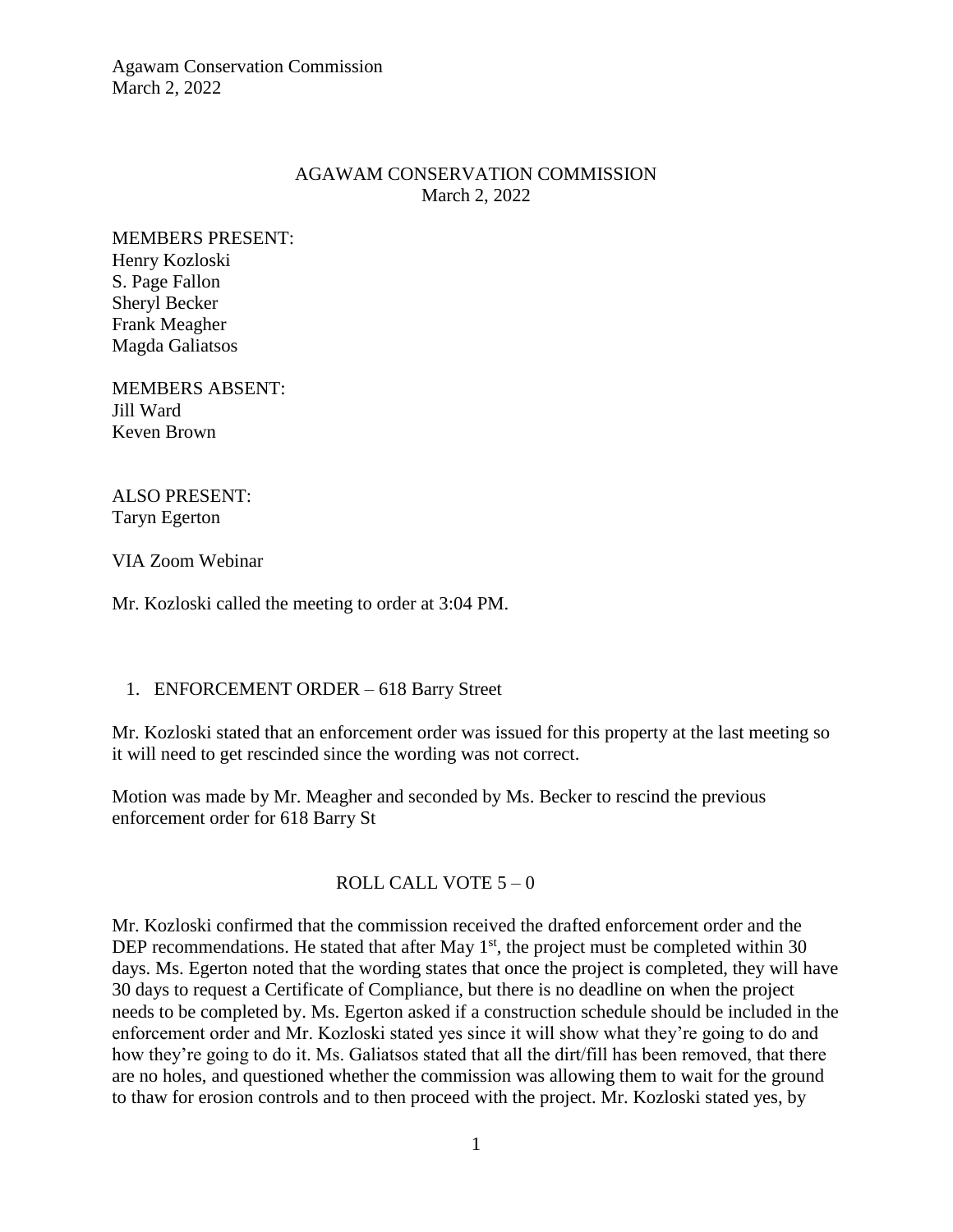# AGAWAM CONSERVATION COMMISSION
March 2, 2022

MEMBERS PRESENT:
Henry Kozloski
S. Page Fallon
Sheryl Becker
Frank Meagher
Magda Galiatsos

MEMBERS ABSENT:
Jill Ward
Keven Brown

ALSO PRESENT:
Taryn Egerton

VIA Zoom Webinar

Mr. Kozloski called the meeting to order at 3:04 PM.

1. ENFORCEMENT ORDER – 618 Barry Street

Mr. Kozloski stated that an enforcement order was issued for this property at the last meeting so it will need to get rescinded since the wording was not correct.

Motion was made by Mr. Meagher and seconded by Ms. Becker to rescind the previous enforcement order for 618 Barry St

ROLL CALL VOTE 5 – 0

Mr. Kozloski confirmed that the commission received the drafted enforcement order and the DEP recommendations. He stated that after May 1st, the project must be completed within 30 days. Ms. Egerton noted that the wording states that once the project is completed, they will have 30 days to request a Certificate of Compliance, but there is no deadline on when the project needs to be completed by. Ms. Egerton asked if a construction schedule should be included in the enforcement order and Mr. Kozloski stated yes since it will show what they're going to do and how they're going to do it. Ms. Galiatsos stated that all the dirt/fill has been removed, that there are no holes, and questioned whether the commission was allowing them to wait for the ground to thaw for erosion controls and to then proceed with the project. Mr. Kozloski stated yes, by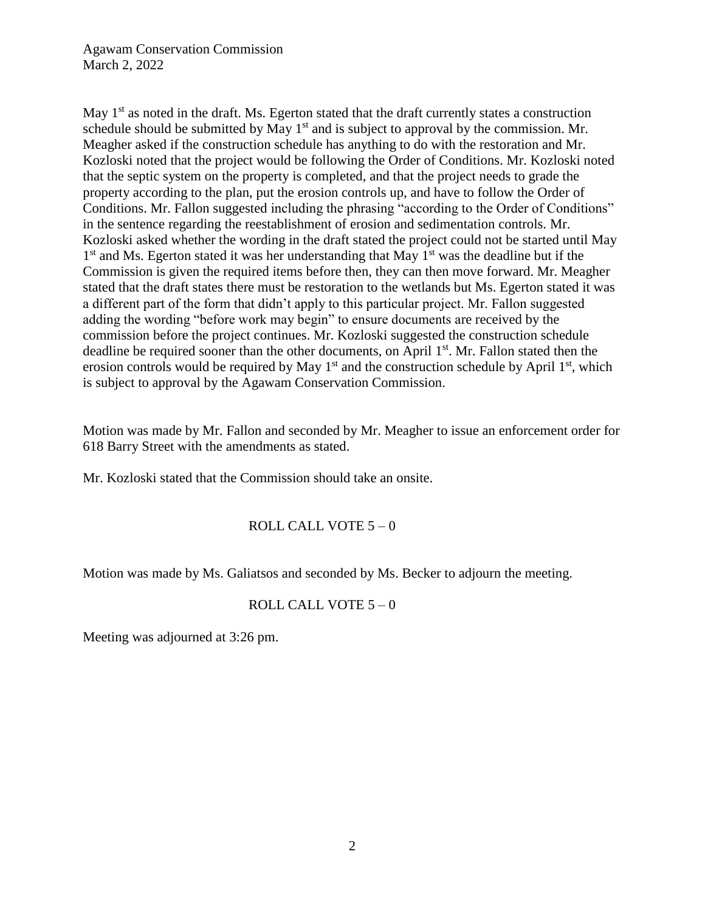May 1st as noted in the draft. Ms. Egerton stated that the draft currently states a construction schedule should be submitted by May 1st and is subject to approval by the commission. Mr. Meagher asked if the construction schedule has anything to do with the restoration and Mr. Kozloski noted that the project would be following the Order of Conditions. Mr. Kozloski noted that the septic system on the property is completed, and that the project needs to grade the property according to the plan, put the erosion controls up, and have to follow the Order of Conditions. Mr. Fallon suggested including the phrasing "according to the Order of Conditions" in the sentence regarding the reestablishment of erosion and sedimentation controls. Mr. Kozloski asked whether the wording in the draft stated the project could not be started until May 1st and Ms. Egerton stated it was her understanding that May 1st was the deadline but if the Commission is given the required items before then, they can then move forward. Mr. Meagher stated that the draft states there must be restoration to the wetlands but Ms. Egerton stated it was a different part of the form that didn't apply to this particular project. Mr. Fallon suggested adding the wording "before work may begin" to ensure documents are received by the commission before the project continues. Mr. Kozloski suggested the construction schedule deadline be required sooner than the other documents, on April 1st. Mr. Fallon stated then the erosion controls would be required by May 1st and the construction schedule by April 1st, which is subject to approval by the Agawam Conservation Commission.

Motion was made by Mr. Fallon and seconded by Mr. Meagher to issue an enforcement order for 618 Barry Street with the amendments as stated.

Mr. Kozloski stated that the Commission should take an onsite.

ROLL CALL VOTE 5 – 0

Motion was made by Ms. Galiatsos and seconded by Ms. Becker to adjourn the meeting.

ROLL CALL VOTE 5 – 0

Meeting was adjourned at 3:26 pm.